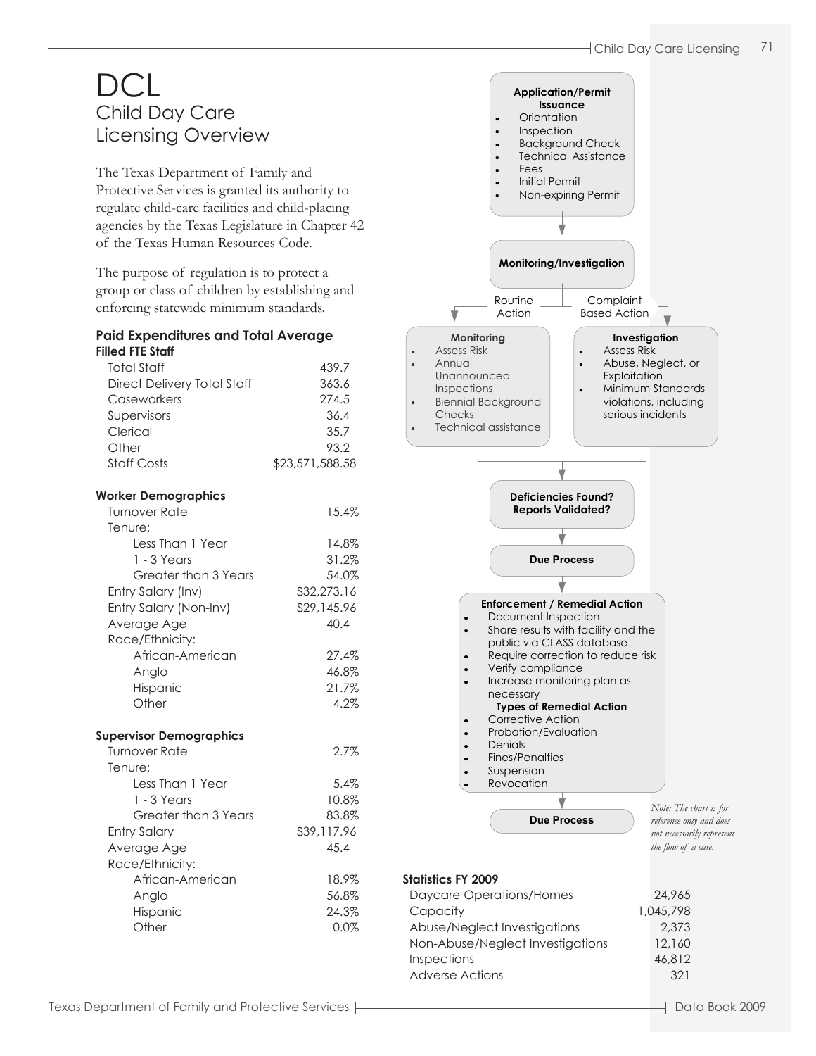# DCL

## Child Day Care Licensing Overview

The Texas Department of Family and Protective Services is granted its authority to regulate child-care facilities and child-placing agencies by the Texas Legislature in Chapter 42 of the Texas Human Resources Code.

The purpose of regulation is to protect a group or class of children by establishing and enforcing statewide minimum standards.

### Paid Expenditures and Total Average Filled FTE Staff

| | |
|---|---|
| Total Staff | 439.7 |
| Direct Delivery Total Staff | 363.6 |
| Caseworkers | 274.5 |
| Supervisors | 36.4 |
| Clerical | 35.7 |
| Other | 93.2 |
| Staff Costs | $23,571,588.58 |

### Worker Demographics

| | |
|---|---|
| Turnover Rate | 15.4% |
| Tenure: | |
| Less Than 1 Year | 14.8% |
| 1 - 3 Years | 31.2% |
| Greater than 3 Years | 54.0% |
| Entry Salary (Inv) | $32,273.16 |
| Entry Salary (Non-Inv) | $29,145.96 |
| Average Age | 40.4 |
| Race/Ethnicity: | |
| African-American | 27.4% |
| Anglo | 46.8% |
| Hispanic | 21.7% |
| Other | 4.2% |

### Supervisor Demographics

| | |
|---|---|
| Turnover Rate | 2.7% |
| Tenure: | |
| Less Than 1 Year | 5.4% |
| 1 - 3 Years | 10.8% |
| Greater than 3 Years | 83.8% |
| Entry Salary | $39,117.96 |
| Average Age | 45.4 |
| Race/Ethnicity: | |
| African-American | 18.9% |
| Anglo | 56.8% |
| Hispanic | 24.3% |
| Other | 0.0% |

**Application/Permit Issuance**
- Orientation
- Inspection
- Background Check
- Technical Assistance
- Fees
- Initial Permit
- Non-expiring Permit

**Monitoring/Investigation**

Routine Action → **Monitoring**
- Assess Risk
- Annual Unannounced Inspections
- Biennial Background Checks
- Technical assistance

Complaint Based Action → **Investigation**
- Assess Risk
- Abuse, Neglect, or Exploitation
- Minimum Standards violations, including serious incidents

**Deficiencies Found? Reports Validated?**

**Due Process**

**Enforcement / Remedial Action**
- Document Inspection
- Share results with facility and the public via CLASS database
- Require correction to reduce risk
- Verify compliance
- Increase monitoring plan as necessary

**Types of Remedial Action**
- Corrective Action
- Probation/Evaluation
- Denials
- Fines/Penalties
- Suspension
- Revocation

**Due Process**

*Note: The chart is for reference only and does not necessarily represent the flow of a case.*

### Statistics FY 2009

| | |
|---|---|
| Daycare Operations/Homes | 24,965 |
| Capacity | 1,045,798 |
| Abuse/Neglect Investigations | 2,373 |
| Non-Abuse/Neglect Investigations | 12,160 |
| Inspections | 46,812 |
| Adverse Actions | 321 |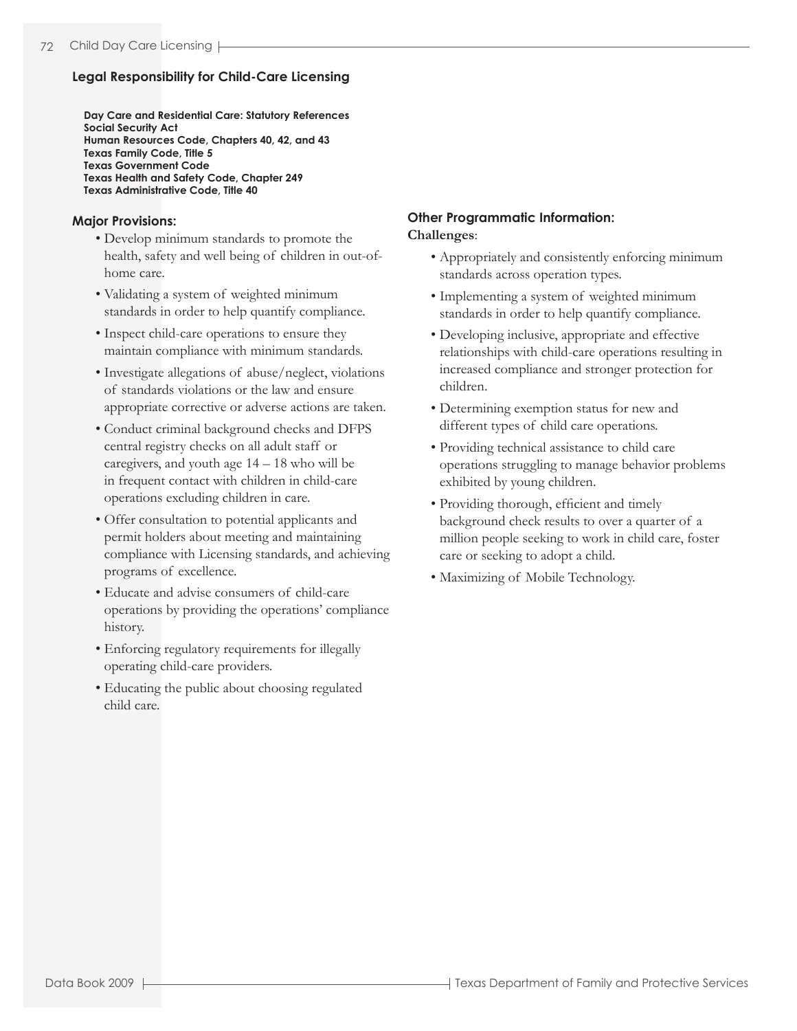## Legal Responsibility for Child-Care Licensing

**Day Care and Residential Care: Statutory References**
**Social Security Act**
**Human Resources Code, Chapters 40, 42, and 43**
**Texas Family Code, Title 5**
**Texas Government Code**
**Texas Health and Safety Code, Chapter 249**
**Texas Administrative Code, Title 40**

### Major Provisions:

- Develop minimum standards to promote the health, safety and well being of children in out-of-home care.
- Validating a system of weighted minimum standards in order to help quantify compliance.
- Inspect child-care operations to ensure they maintain compliance with minimum standards.
- Investigate allegations of abuse/neglect, violations of standards violations or the law and ensure appropriate corrective or adverse actions are taken.
- Conduct criminal background checks and DFPS central registry checks on all adult staff or caregivers, and youth age 14 – 18 who will be in frequent contact with children in child-care operations excluding children in care.
- Offer consultation to potential applicants and permit holders about meeting and maintaining compliance with Licensing standards, and achieving programs of excellence.
- Educate and advise consumers of child-care operations by providing the operations' compliance history.
- Enforcing regulatory requirements for illegally operating child-care providers.
- Educating the public about choosing regulated child care.

### Other Programmatic Information:

**Challenges**:

- Appropriately and consistently enforcing minimum standards across operation types.
- Implementing a system of weighted minimum standards in order to help quantify compliance.
- Developing inclusive, appropriate and effective relationships with child-care operations resulting in increased compliance and stronger protection for children.
- Determining exemption status for new and different types of child care operations.
- Providing technical assistance to child care operations struggling to manage behavior problems exhibited by young children.
- Providing thorough, efficient and timely background check results to over a quarter of a million people seeking to work in child care, foster care or seeking to adopt a child.
- Maximizing of Mobile Technology.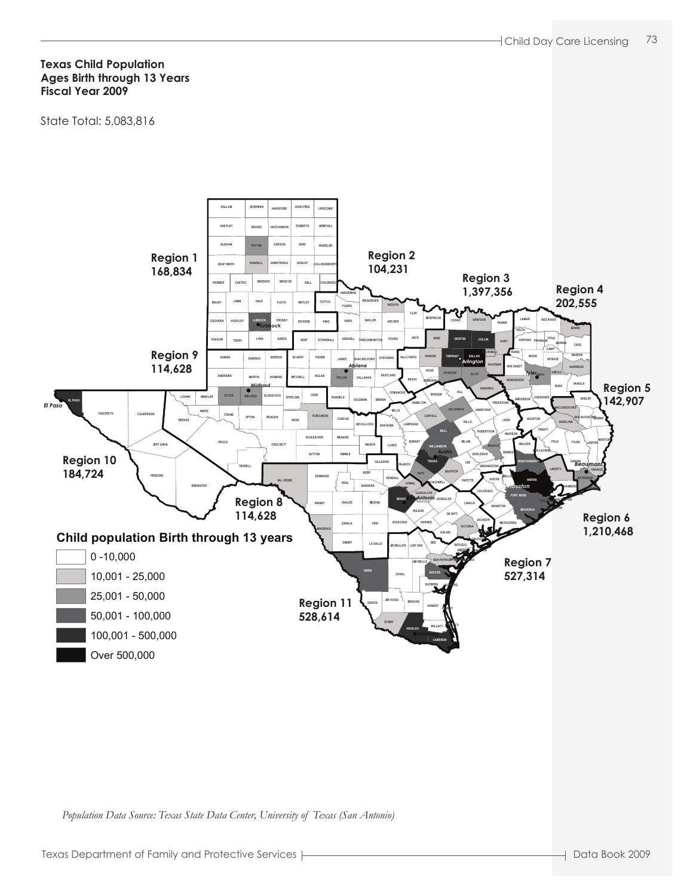**Texas Child Population**
**Ages Birth through 13 Years**
**Fiscal Year 2009**

State Total: 5,083,816

Region 1
168,834

Region 2
104,231

Region 3
1,397,356

Region 4
202,555

Region 5
142,907

Region 6
1,210,468

Region 7
527,314

Region 8
114,628

Region 9
114,628

Region 10
184,724

Region 11
528,614

**Child population Birth through 13 years**

- 0 -10,000
- 10,001 - 25,000
- 25,001 - 50,000
- 50,001 - 100,000
- 100,001 - 500,000
- Over 500,000

*Population Data Source: Texas State Data Center, University of Texas (San Antonio)*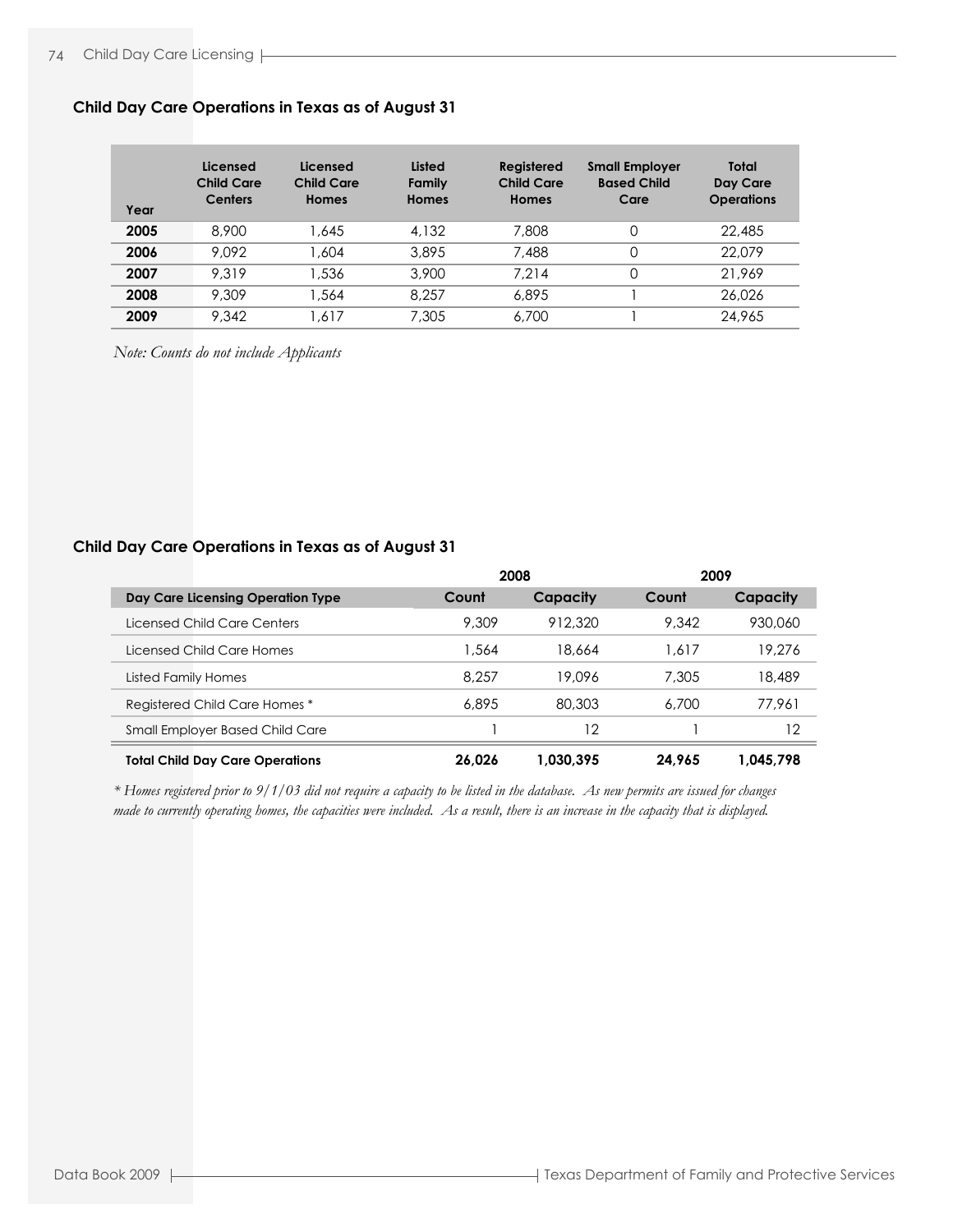## Child Day Care Operations in Texas as of August 31

| Year | Licensed Child Care Centers | Licensed Child Care Homes | Listed Family Homes | Registered Child Care Homes | Small Employer Based Child Care | Total Day Care Operations |
|---|---|---|---|---|---|---|
| **2005** | 8,900 | 1,645 | 4,132 | 7,808 | 0 | 22,485 |
| **2006** | 9,092 | 1,604 | 3,895 | 7,488 | 0 | 22,079 |
| **2007** | 9,319 | 1,536 | 3,900 | 7,214 | 0 | 21,969 |
| **2008** | 9,309 | 1,564 | 8,257 | 6,895 | 1 | 26,026 |
| **2009** | 9,342 | 1,617 | 7,305 | 6,700 | 1 | 24,965 |

*Note: Counts do not include Applicants*

## Child Day Care Operations in Texas as of August 31

| | 2008 | | 2009 | |
|---|---|---|---|---|
| **Day Care Licensing Operation Type** | **Count** | **Capacity** | **Count** | **Capacity** |
| Licensed Child Care Centers | 9,309 | 912,320 | 9,342 | 930,060 |
| Licensed Child Care Homes | 1,564 | 18,664 | 1,617 | 19,276 |
| Listed Family Homes | 8,257 | 19,096 | 7,305 | 18,489 |
| Registered Child Care Homes * | 6,895 | 80,303 | 6,700 | 77,961 |
| Small Employer Based Child Care | 1 | 12 | 1 | 12 |
| **Total Child Day Care Operations** | **26,026** | **1,030,395** | **24,965** | **1,045,798** |

*\* Homes registered prior to 9/1/03 did not require a capacity to be listed in the database. As new permits are issued for changes made to currently operating homes, the capacities were included. As a result, there is an increase in the capacity that is displayed.*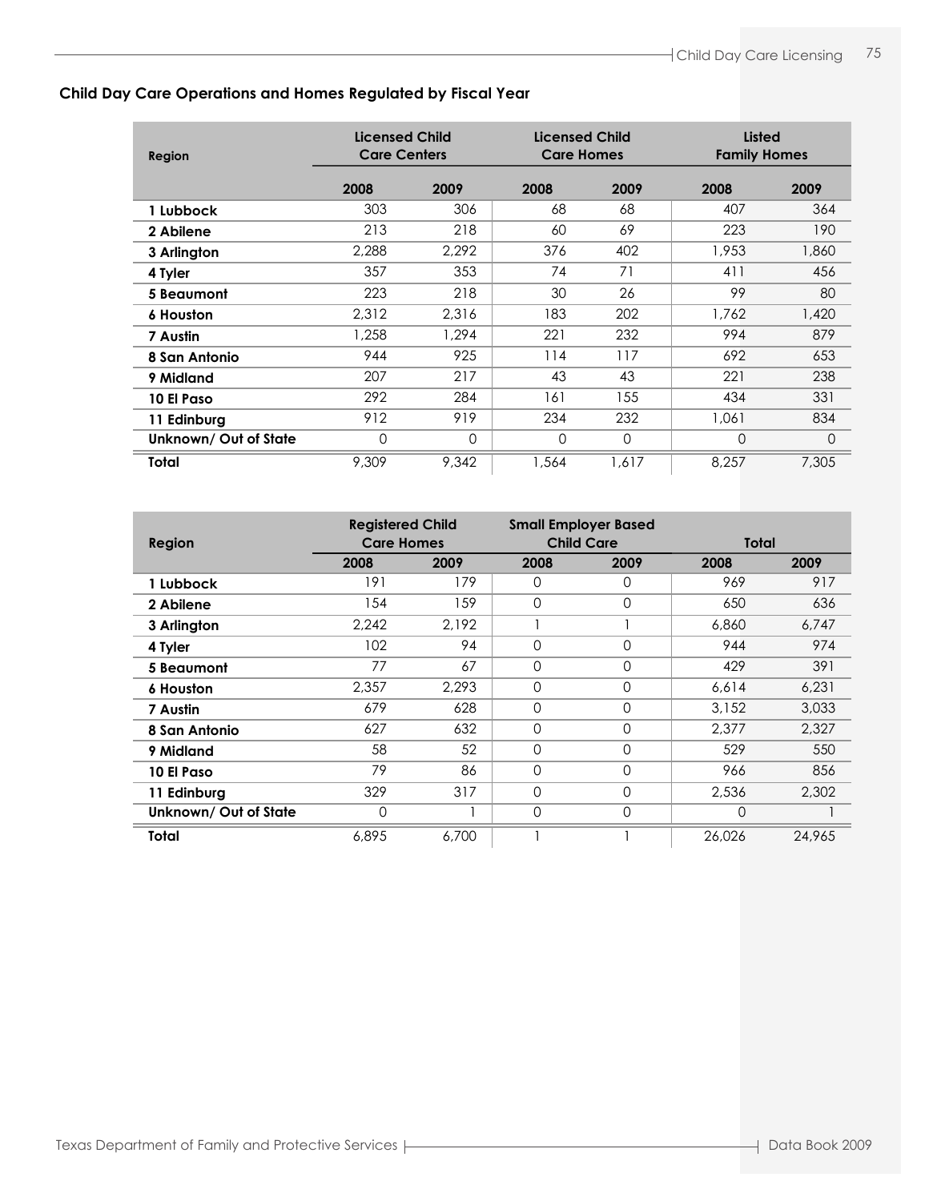## Child Day Care Operations and Homes Regulated by Fiscal Year

| Region | Licensed Child Care Centers | | Licensed Child Care Homes | | Listed Family Homes | |
|---|---|---|---|---|---|---|
| | 2008 | 2009 | 2008 | 2009 | 2008 | 2009 |
| 1 Lubbock | 303 | 306 | 68 | 68 | 407 | 364 |
| 2 Abilene | 213 | 218 | 60 | 69 | 223 | 190 |
| 3 Arlington | 2,288 | 2,292 | 376 | 402 | 1,953 | 1,860 |
| 4 Tyler | 357 | 353 | 74 | 71 | 411 | 456 |
| 5 Beaumont | 223 | 218 | 30 | 26 | 99 | 80 |
| 6 Houston | 2,312 | 2,316 | 183 | 202 | 1,762 | 1,420 |
| 7 Austin | 1,258 | 1,294 | 221 | 232 | 994 | 879 |
| 8 San Antonio | 944 | 925 | 114 | 117 | 692 | 653 |
| 9 Midland | 207 | 217 | 43 | 43 | 221 | 238 |
| 10 El Paso | 292 | 284 | 161 | 155 | 434 | 331 |
| 11 Edinburg | 912 | 919 | 234 | 232 | 1,061 | 834 |
| Unknown/ Out of State | 0 | 0 | 0 | 0 | 0 | 0 |
| **Total** | 9,309 | 9,342 | 1,564 | 1,617 | 8,257 | 7,305 |

| Region | Registered Child Care Homes | | Small Employer Based Child Care | | Total | |
|---|---|---|---|---|---|---|
| | 2008 | 2009 | 2008 | 2009 | 2008 | 2009 |
| 1 Lubbock | 191 | 179 | 0 | 0 | 969 | 917 |
| 2 Abilene | 154 | 159 | 0 | 0 | 650 | 636 |
| 3 Arlington | 2,242 | 2,192 | 1 | 1 | 6,860 | 6,747 |
| 4 Tyler | 102 | 94 | 0 | 0 | 944 | 974 |
| 5 Beaumont | 77 | 67 | 0 | 0 | 429 | 391 |
| 6 Houston | 2,357 | 2,293 | 0 | 0 | 6,614 | 6,231 |
| 7 Austin | 679 | 628 | 0 | 0 | 3,152 | 3,033 |
| 8 San Antonio | 627 | 632 | 0 | 0 | 2,377 | 2,327 |
| 9 Midland | 58 | 52 | 0 | 0 | 529 | 550 |
| 10 El Paso | 79 | 86 | 0 | 0 | 966 | 856 |
| 11 Edinburg | 329 | 317 | 0 | 0 | 2,536 | 2,302 |
| Unknown/ Out of State | 0 | 1 | 0 | 0 | 0 | 1 |
| **Total** | 6,895 | 6,700 | 1 | 1 | 26,026 | 24,965 |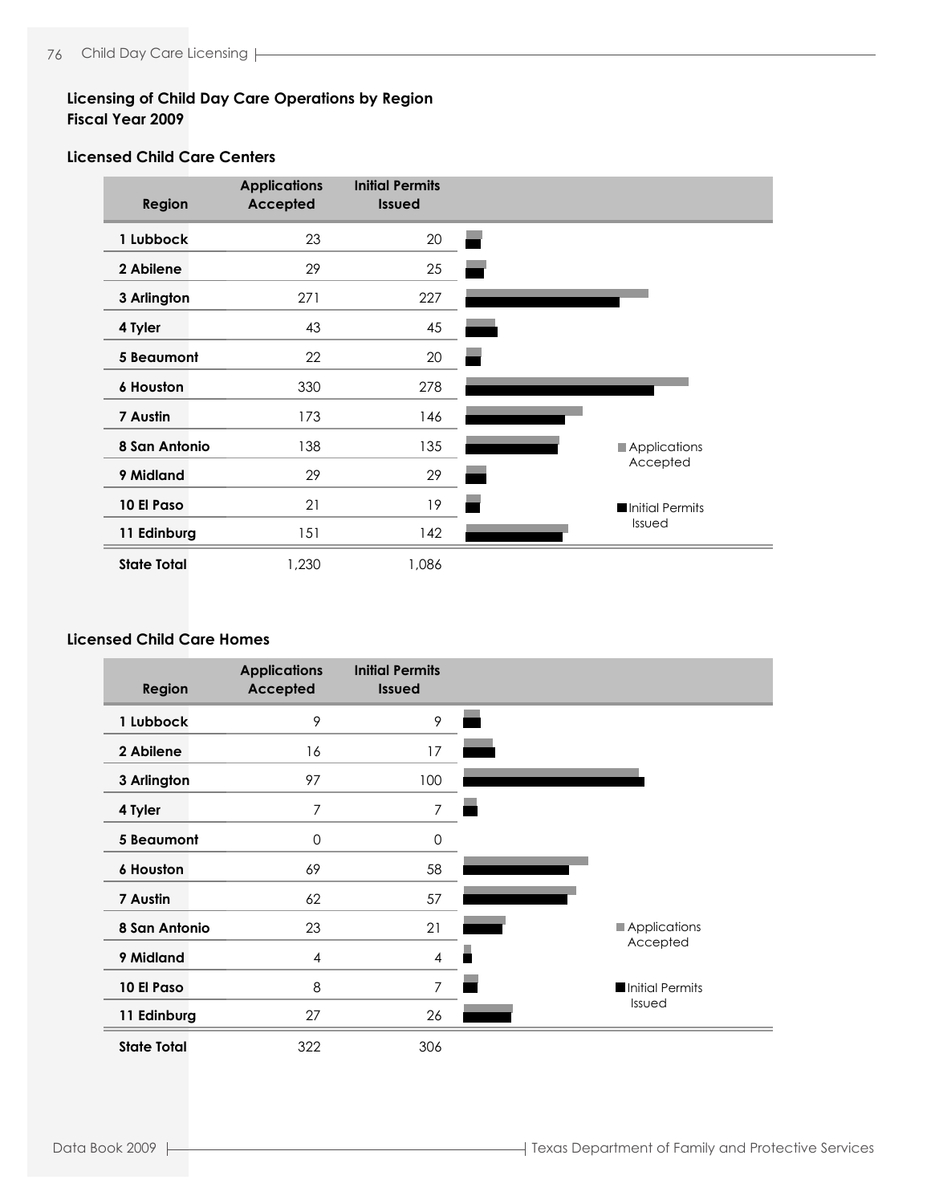## Licensing of Child Day Care Operations by Region
## Fiscal Year 2009

### Licensed Child Care Centers

| Region | Applications Accepted | Initial Permits Issued |
|---|---|---|
| 1 Lubbock | 23 | 20 |
| 2 Abilene | 29 | 25 |
| 3 Arlington | 271 | 227 |
| 4 Tyler | 43 | 45 |
| 5 Beaumont | 22 | 20 |
| 6 Houston | 330 | 278 |
| 7 Austin | 173 | 146 |
| 8 San Antonio | 138 | 135 |
| 9 Midland | 29 | 29 |
| 10 El Paso | 21 | 19 |
| 11 Edinburg | 151 | 142 |
| State Total | 1,230 | 1,086 |

### Licensed Child Care Homes

| Region | Applications Accepted | Initial Permits Issued |
|---|---|---|
| 1 Lubbock | 9 | 9 |
| 2 Abilene | 16 | 17 |
| 3 Arlington | 97 | 100 |
| 4 Tyler | 7 | 7 |
| 5 Beaumont | 0 | 0 |
| 6 Houston | 69 | 58 |
| 7 Austin | 62 | 57 |
| 8 San Antonio | 23 | 21 |
| 9 Midland | 4 | 4 |
| 10 El Paso | 8 | 7 |
| 11 Edinburg | 27 | 26 |
| State Total | 322 | 306 |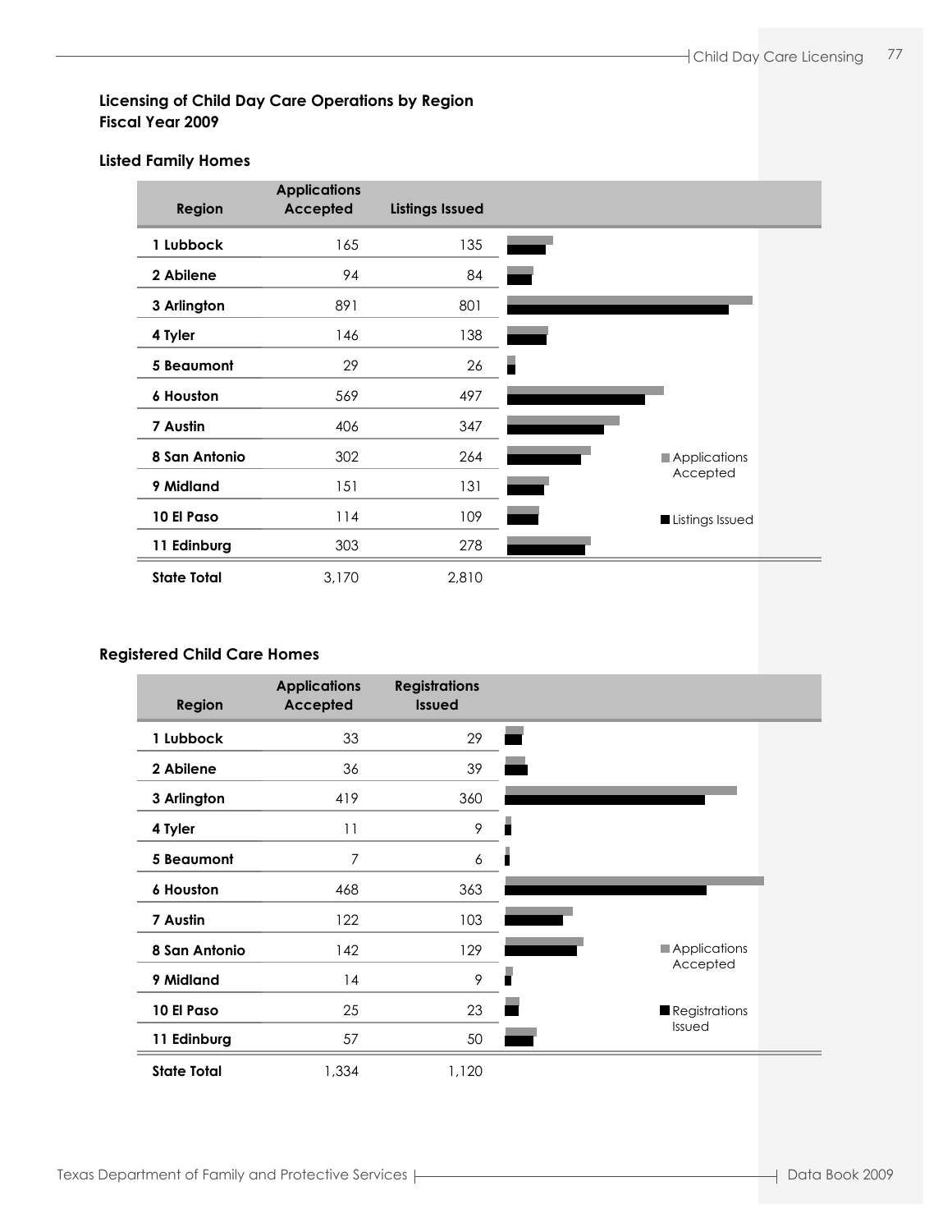## Licensing of Child Day Care Operations by Region
## Fiscal Year 2009

### Listed Family Homes

| Region | Applications Accepted | Listings Issued |
|---|---|---|
| 1 Lubbock | 165 | 135 |
| 2 Abilene | 94 | 84 |
| 3 Arlington | 891 | 801 |
| 4 Tyler | 146 | 138 |
| 5 Beaumont | 29 | 26 |
| 6 Houston | 569 | 497 |
| 7 Austin | 406 | 347 |
| 8 San Antonio | 302 | 264 |
| 9 Midland | 151 | 131 |
| 10 El Paso | 114 | 109 |
| 11 Edinburg | 303 | 278 |
| **State Total** | 3,170 | 2,810 |

### Registered Child Care Homes

| Region | Applications Accepted | Registrations Issued |
|---|---|---|
| 1 Lubbock | 33 | 29 |
| 2 Abilene | 36 | 39 |
| 3 Arlington | 419 | 360 |
| 4 Tyler | 11 | 9 |
| 5 Beaumont | 7 | 6 |
| 6 Houston | 468 | 363 |
| 7 Austin | 122 | 103 |
| 8 San Antonio | 142 | 129 |
| 9 Midland | 14 | 9 |
| 10 El Paso | 25 | 23 |
| 11 Edinburg | 57 | 50 |
| **State Total** | 1,334 | 1,120 |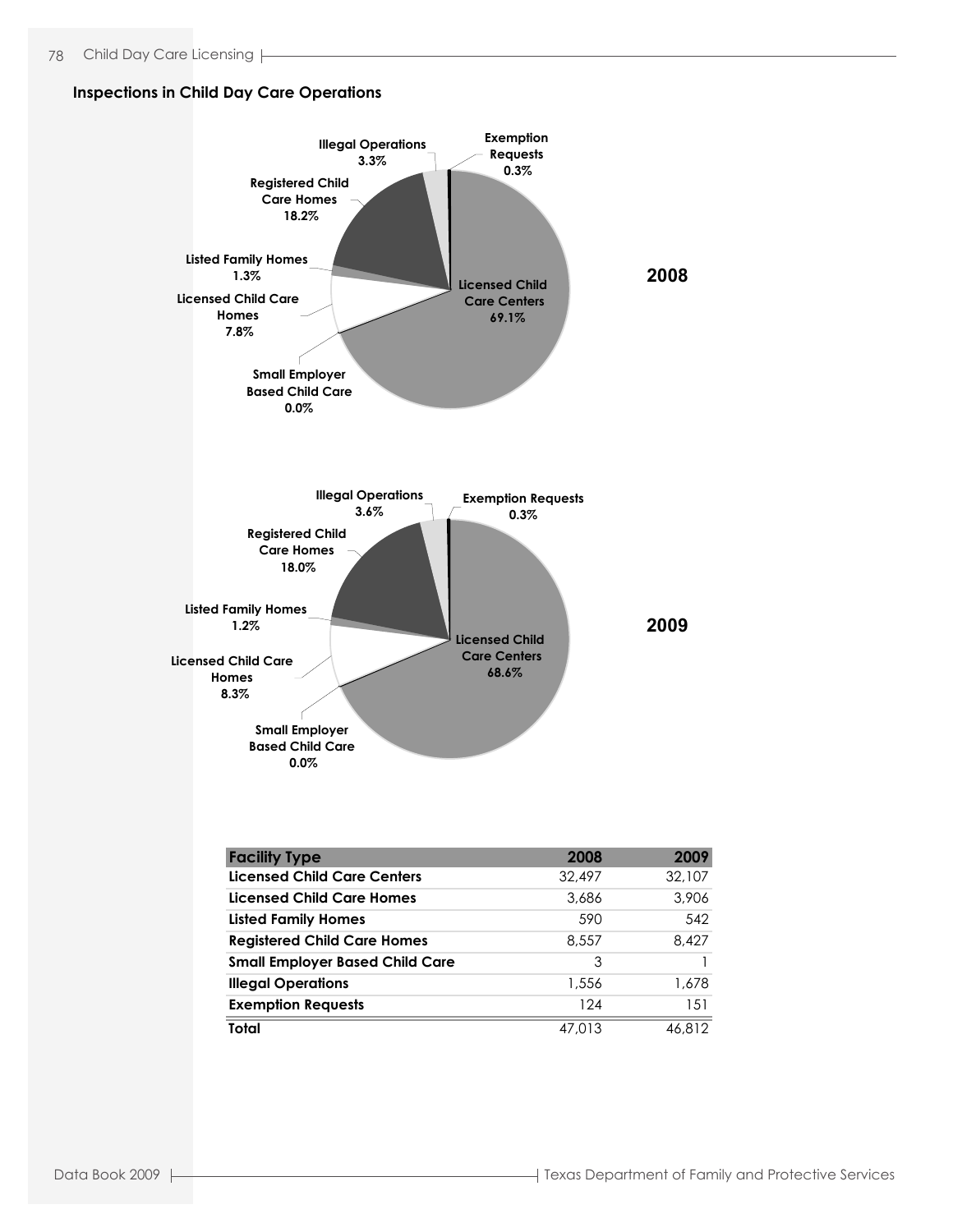## Inspections in Child Day Care Operations

**2008**

- Licensed Child Care Centers 69.1%
- Licensed Child Care Homes 7.8%
- Listed Family Homes 1.3%
- Registered Child Care Homes 18.2%
- Small Employer Based Child Care 0.0%
- Illegal Operations 3.3%
- Exemption Requests 0.3%

**2009**

- Licensed Child Care Centers 68.6%
- Licensed Child Care Homes 8.3%
- Listed Family Homes 1.2%
- Registered Child Care Homes 18.0%
- Small Employer Based Child Care 0.0%
- Illegal Operations 3.6%
- Exemption Requests 0.3%

| Facility Type | 2008 | 2009 |
|---|---|---|
| **Licensed Child Care Centers** | 32,497 | 32,107 |
| **Licensed Child Care Homes** | 3,686 | 3,906 |
| **Listed Family Homes** | 590 | 542 |
| **Registered Child Care Homes** | 8,557 | 8,427 |
| **Small Employer Based Child Care** | 3 | 1 |
| **Illegal Operations** | 1,556 | 1,678 |
| **Exemption Requests** | 124 | 151 |
| **Total** | 47,013 | 46,812 |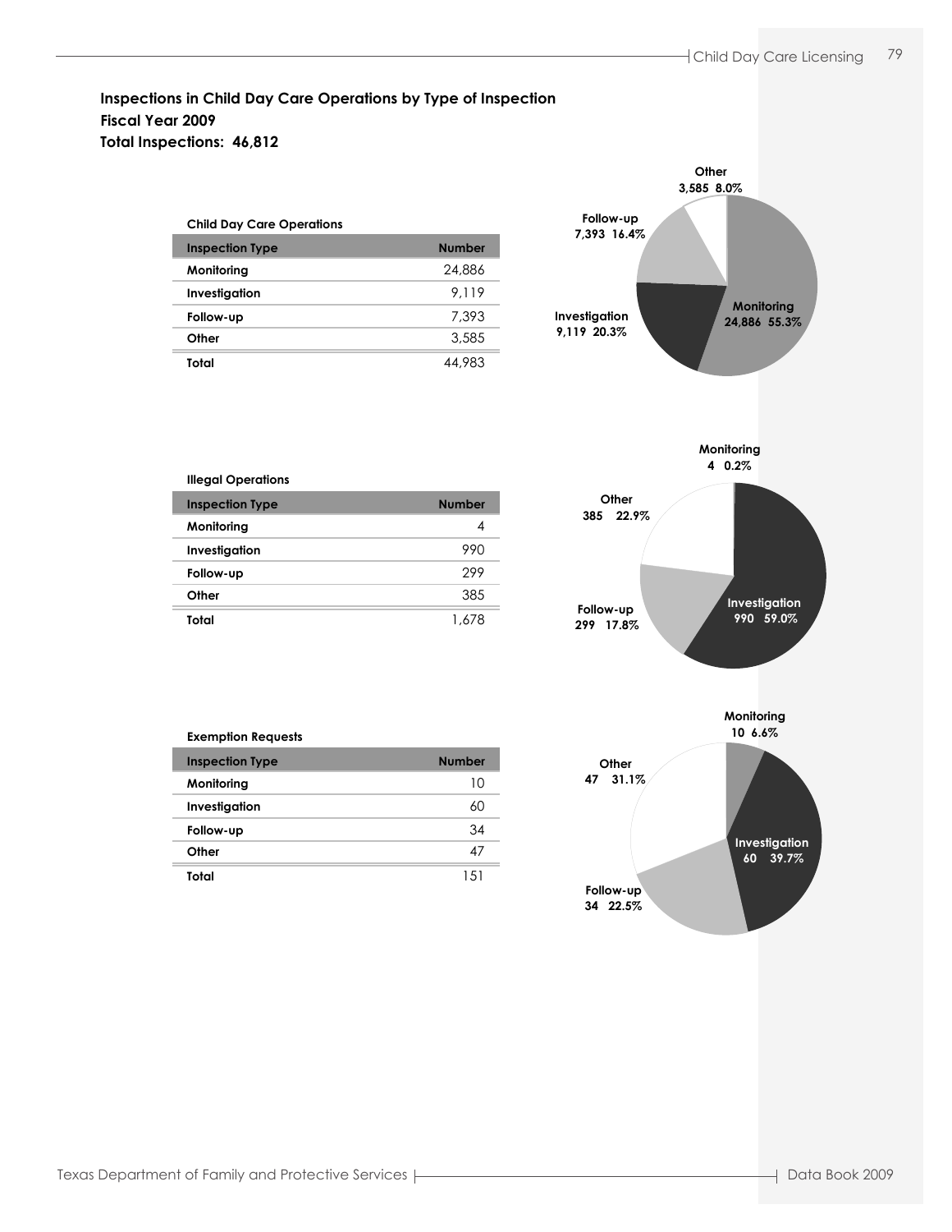## Inspections in Child Day Care Operations by Type of Inspection
## Fiscal Year 2009
## Total Inspections: 46,812

**Child Day Care Operations**

| Inspection Type | Number |
|---|---|
| Monitoring | 24,886 |
| Investigation | 9,119 |
| Follow-up | 7,393 |
| Other | 3,585 |
| Total | 44,983 |

Monitoring 24,886 55.3%
Investigation 9,119 20.3%
Follow-up 7,393 16.4%
Other 3,585 8.0%

**Illegal Operations**

| Inspection Type | Number |
|---|---|
| Monitoring | 4 |
| Investigation | 990 |
| Follow-up | 299 |
| Other | 385 |
| Total | 1,678 |

Monitoring 4 0.2%
Investigation 990 59.0%
Follow-up 299 17.8%
Other 385 22.9%

**Exemption Requests**

| Inspection Type | Number |
|---|---|
| Monitoring | 10 |
| Investigation | 60 |
| Follow-up | 34 |
| Other | 47 |
| Total | 151 |

Monitoring 10 6.6%
Investigation 60 39.7%
Follow-up 34 22.5%
Other 47 31.1%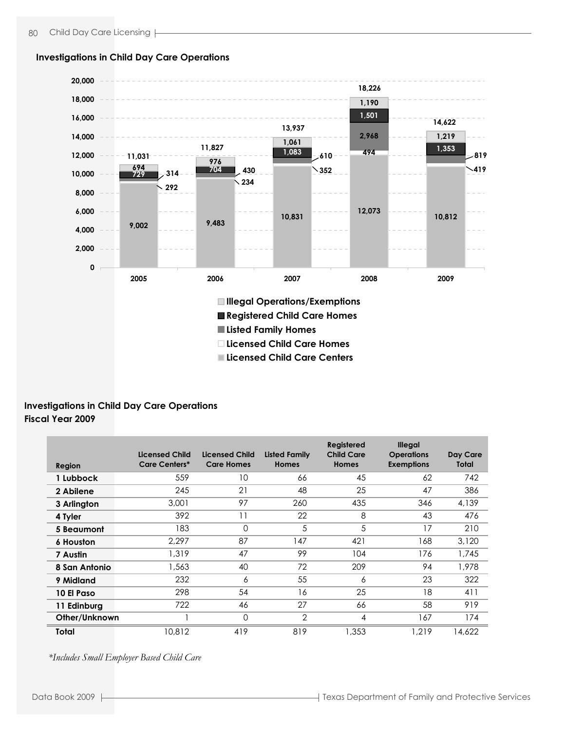## Investigations in Child Day Care Operations

| Year | Licensed Child Care Centers | Licensed Child Care Homes | Listed Family Homes | Registered Child Care Homes | Illegal Operations/Exemptions | Total |
|---|---|---|---|---|---|---|
| 2005 | 9,002 | 292 | 314 | 729 | 694 | 11,031 |
| 2006 | 9,483 | 234 | 430 | 704 | 976 | 11,827 |
| 2007 | 10,831 | 352 | 610 | 1,083 | 1,061 | 13,937 |
| 2008 | 12,073 | 494 | 2,968 | 1,501 | 1,190 | 18,226 |
| 2009 | 10,812 | 419 | 819 | 1,353 | 1,219 | 14,622 |

## Investigations in Child Day Care Operations
**Fiscal Year 2009**

| Region | Licensed Child Care Centers* | Licensed Child Care Homes | Listed Family Homes | Registered Child Care Homes | Illegal Operations Exemptions | Day Care Total |
|---|---|---|---|---|---|---|
| 1 Lubbock | 559 | 10 | 66 | 45 | 62 | 742 |
| 2 Abilene | 245 | 21 | 48 | 25 | 47 | 386 |
| 3 Arlington | 3,001 | 97 | 260 | 435 | 346 | 4,139 |
| 4 Tyler | 392 | 11 | 22 | 8 | 43 | 476 |
| 5 Beaumont | 183 | 0 | 5 | 5 | 17 | 210 |
| 6 Houston | 2,297 | 87 | 147 | 421 | 168 | 3,120 |
| 7 Austin | 1,319 | 47 | 99 | 104 | 176 | 1,745 |
| 8 San Antonio | 1,563 | 40 | 72 | 209 | 94 | 1,978 |
| 9 Midland | 232 | 6 | 55 | 6 | 23 | 322 |
| 10 El Paso | 298 | 54 | 16 | 25 | 18 | 411 |
| 11 Edinburg | 722 | 46 | 27 | 66 | 58 | 919 |
| Other/Unknown | 1 | 0 | 2 | 4 | 167 | 174 |
| **Total** | 10,812 | 419 | 819 | 1,353 | 1,219 | 14,622 |

*\*Includes Small Employer Based Child Care*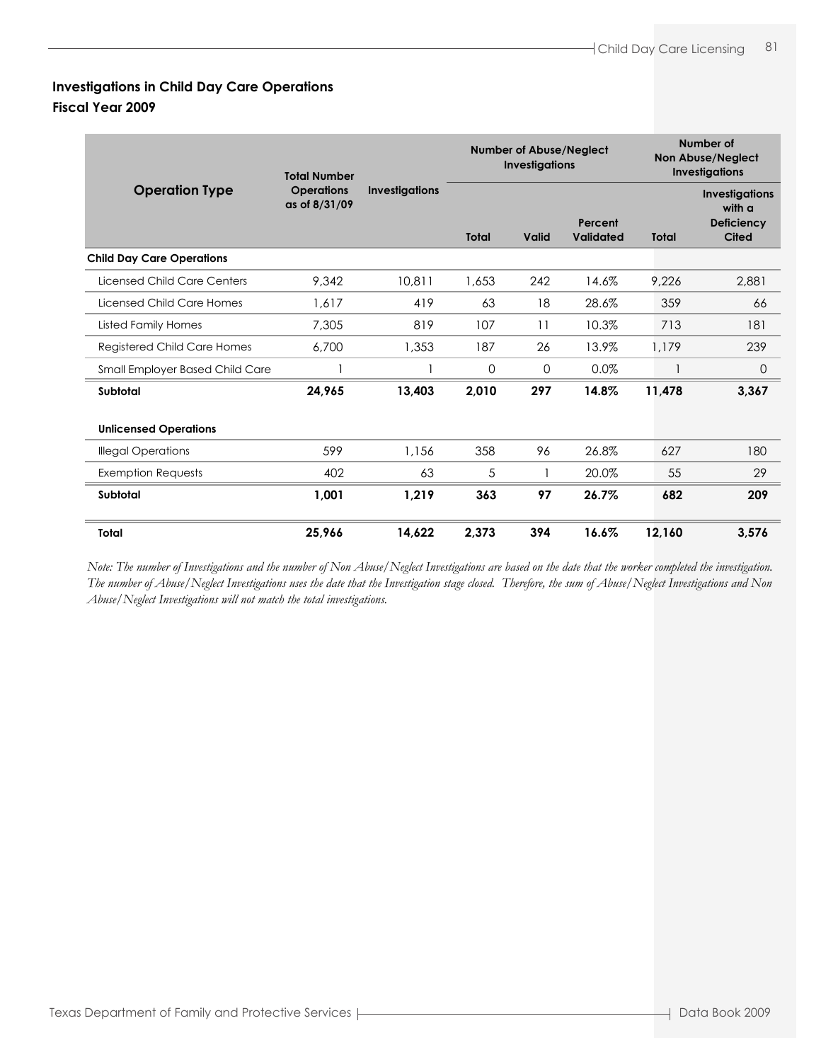## Investigations in Child Day Care Operations
### Fiscal Year 2009

| Operation Type | Total Number Operations as of 8/31/09 | Investigations | Number of Abuse/Neglect Investigations | | | Number of Non Abuse/Neglect Investigations | |
|---|---|---|---|---|---|---|---|
| | | | Total | Valid | Percent Validated | Total | Investigations with a Deficiency Cited |
| **Child Day Care Operations** | | | | | | | |
| Licensed Child Care Centers | 9,342 | 10,811 | 1,653 | 242 | 14.6% | 9,226 | 2,881 |
| Licensed Child Care Homes | 1,617 | 419 | 63 | 18 | 28.6% | 359 | 66 |
| Listed Family Homes | 7,305 | 819 | 107 | 11 | 10.3% | 713 | 181 |
| Registered Child Care Homes | 6,700 | 1,353 | 187 | 26 | 13.9% | 1,179 | 239 |
| Small Employer Based Child Care | 1 | 1 | 0 | 0 | 0.0% | 1 | 0 |
| **Subtotal** | **24,965** | **13,403** | **2,010** | **297** | **14.8%** | **11,478** | **3,367** |
| **Unlicensed Operations** | | | | | | | |
| Illegal Operations | 599 | 1,156 | 358 | 96 | 26.8% | 627 | 180 |
| Exemption Requests | 402 | 63 | 5 | 1 | 20.0% | 55 | 29 |
| **Subtotal** | **1,001** | **1,219** | **363** | **97** | **26.7%** | **682** | **209** |
| **Total** | **25,966** | **14,622** | **2,373** | **394** | **16.6%** | **12,160** | **3,576** |

*Note: The number of Investigations and the number of Non Abuse/Neglect Investigations are based on the date that the worker completed the investigation. The number of Abuse/Neglect Investigations uses the date that the Investigation stage closed. Therefore, the sum of Abuse/Neglect Investigations and Non Abuse/Neglect Investigations will not match the total investigations.*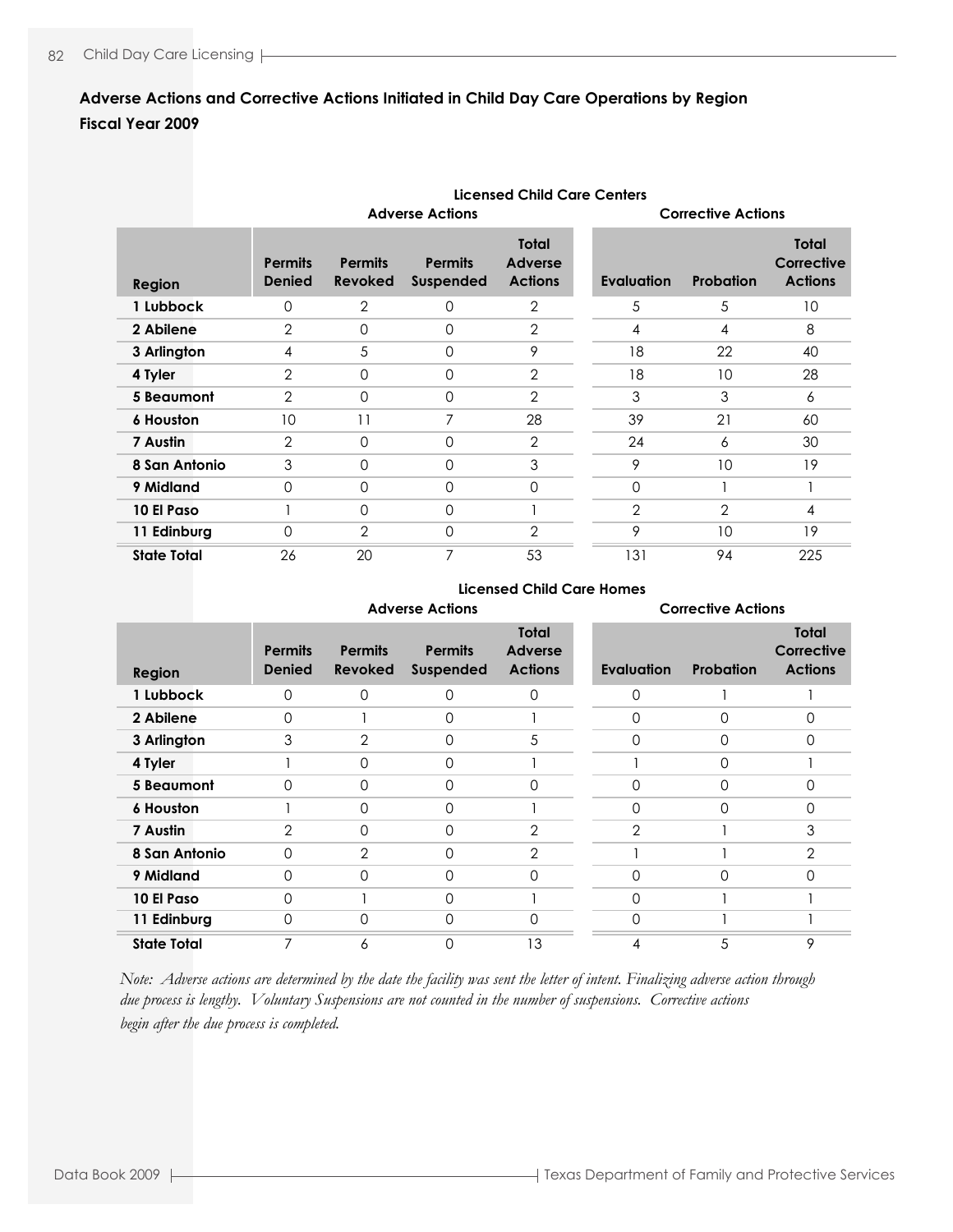## Adverse Actions and Corrective Actions Initiated in Child Day Care Operations by Region
## Fiscal Year 2009

**Licensed Child Care Centers**

| | Adverse Actions | | | | Corrective Actions | | |
|---|---|---|---|---|---|---|---|
| **Region** | **Permits Denied** | **Permits Revoked** | **Permits Suspended** | **Total Adverse Actions** | **Evaluation** | **Probation** | **Total Corrective Actions** |
| **1 Lubbock** | 0 | 2 | 0 | 2 | 5 | 5 | 10 |
| **2 Abilene** | 2 | 0 | 0 | 2 | 4 | 4 | 8 |
| **3 Arlington** | 4 | 5 | 0 | 9 | 18 | 22 | 40 |
| **4 Tyler** | 2 | 0 | 0 | 2 | 18 | 10 | 28 |
| **5 Beaumont** | 2 | 0 | 0 | 2 | 3 | 3 | 6 |
| **6 Houston** | 10 | 11 | 7 | 28 | 39 | 21 | 60 |
| **7 Austin** | 2 | 0 | 0 | 2 | 24 | 6 | 30 |
| **8 San Antonio** | 3 | 0 | 0 | 3 | 9 | 10 | 19 |
| **9 Midland** | 0 | 0 | 0 | 0 | 0 | 1 | 1 |
| **10 El Paso** | 1 | 0 | 0 | 1 | 2 | 2 | 4 |
| **11 Edinburg** | 0 | 2 | 0 | 2 | 9 | 10 | 19 |
| **State Total** | 26 | 20 | 7 | 53 | 131 | 94 | 225 |

**Licensed Child Care Homes**

| | Adverse Actions | | | | Corrective Actions | | |
|---|---|---|---|---|---|---|---|
| **Region** | **Permits Denied** | **Permits Revoked** | **Permits Suspended** | **Total Adverse Actions** | **Evaluation** | **Probation** | **Total Corrective Actions** |
| **1 Lubbock** | 0 | 0 | 0 | 0 | 0 | 1 | 1 |
| **2 Abilene** | 0 | 1 | 0 | 1 | 0 | 0 | 0 |
| **3 Arlington** | 3 | 2 | 0 | 5 | 0 | 0 | 0 |
| **4 Tyler** | 1 | 0 | 0 | 1 | 1 | 0 | 1 |
| **5 Beaumont** | 0 | 0 | 0 | 0 | 0 | 0 | 0 |
| **6 Houston** | 1 | 0 | 0 | 1 | 0 | 0 | 0 |
| **7 Austin** | 2 | 0 | 0 | 2 | 2 | 1 | 3 |
| **8 San Antonio** | 0 | 2 | 0 | 2 | 1 | 1 | 2 |
| **9 Midland** | 0 | 0 | 0 | 0 | 0 | 0 | 0 |
| **10 El Paso** | 0 | 1 | 0 | 1 | 0 | 1 | 1 |
| **11 Edinburg** | 0 | 0 | 0 | 0 | 0 | 1 | 1 |
| **State Total** | 7 | 6 | 0 | 13 | 4 | 5 | 9 |

*Note: Adverse actions are determined by the date the facility was sent the letter of intent. Finalizing adverse action through due process is lengthy. Voluntary Suspensions are not counted in the number of suspensions. Corrective actions begin after the due process is completed.*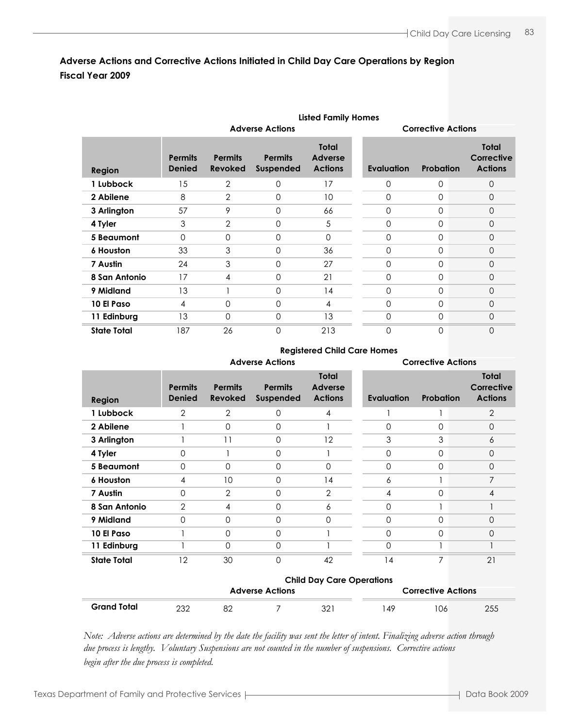## Adverse Actions and Corrective Actions Initiated in Child Day Care Operations by Region
## Fiscal Year 2009

**Listed Family Homes**

| | Adverse Actions | | | | Corrective Actions | | |
|---|---|---|---|---|---|---|---|
| Region | Permits Denied | Permits Revoked | Permits Suspended | Total Adverse Actions | Evaluation | Probation | Total Corrective Actions |
| 1 Lubbock | 15 | 2 | 0 | 17 | 0 | 0 | 0 |
| 2 Abilene | 8 | 2 | 0 | 10 | 0 | 0 | 0 |
| 3 Arlington | 57 | 9 | 0 | 66 | 0 | 0 | 0 |
| 4 Tyler | 3 | 2 | 0 | 5 | 0 | 0 | 0 |
| 5 Beaumont | 0 | 0 | 0 | 0 | 0 | 0 | 0 |
| 6 Houston | 33 | 3 | 0 | 36 | 0 | 0 | 0 |
| 7 Austin | 24 | 3 | 0 | 27 | 0 | 0 | 0 |
| 8 San Antonio | 17 | 4 | 0 | 21 | 0 | 0 | 0 |
| 9 Midland | 13 | 1 | 0 | 14 | 0 | 0 | 0 |
| 10 El Paso | 4 | 0 | 0 | 4 | 0 | 0 | 0 |
| 11 Edinburg | 13 | 0 | 0 | 13 | 0 | 0 | 0 |
| State Total | 187 | 26 | 0 | 213 | 0 | 0 | 0 |

**Registered Child Care Homes**

| | Adverse Actions | | | | Corrective Actions | | |
|---|---|---|---|---|---|---|---|
| Region | Permits Denied | Permits Revoked | Permits Suspended | Total Adverse Actions | Evaluation | Probation | Total Corrective Actions |
| 1 Lubbock | 2 | 2 | 0 | 4 | 1 | 1 | 2 |
| 2 Abilene | 1 | 0 | 0 | 1 | 0 | 0 | 0 |
| 3 Arlington | 1 | 11 | 0 | 12 | 3 | 3 | 6 |
| 4 Tyler | 0 | 1 | 0 | 1 | 0 | 0 | 0 |
| 5 Beaumont | 0 | 0 | 0 | 0 | 0 | 0 | 0 |
| 6 Houston | 4 | 10 | 0 | 14 | 6 | 1 | 7 |
| 7 Austin | 0 | 2 | 0 | 2 | 4 | 0 | 4 |
| 8 San Antonio | 2 | 4 | 0 | 6 | 0 | 1 | 1 |
| 9 Midland | 0 | 0 | 0 | 0 | 0 | 0 | 0 |
| 10 El Paso | 1 | 0 | 0 | 1 | 0 | 0 | 0 |
| 11 Edinburg | 1 | 0 | 0 | 1 | 0 | 1 | 1 |
| State Total | 12 | 30 | 0 | 42 | 14 | 7 | 21 |

**Child Day Care Operations**

| | Adverse Actions | | | | Corrective Actions | | |
|---|---|---|---|---|---|---|---|
| Grand Total | 232 | 82 | 7 | 321 | 149 | 106 | 255 |

*Note: Adverse actions are determined by the date the facility was sent the letter of intent. Finalizing adverse action through due process is lengthy. Voluntary Suspensions are not counted in the number of suspensions. Corrective actions begin after the due process is completed.*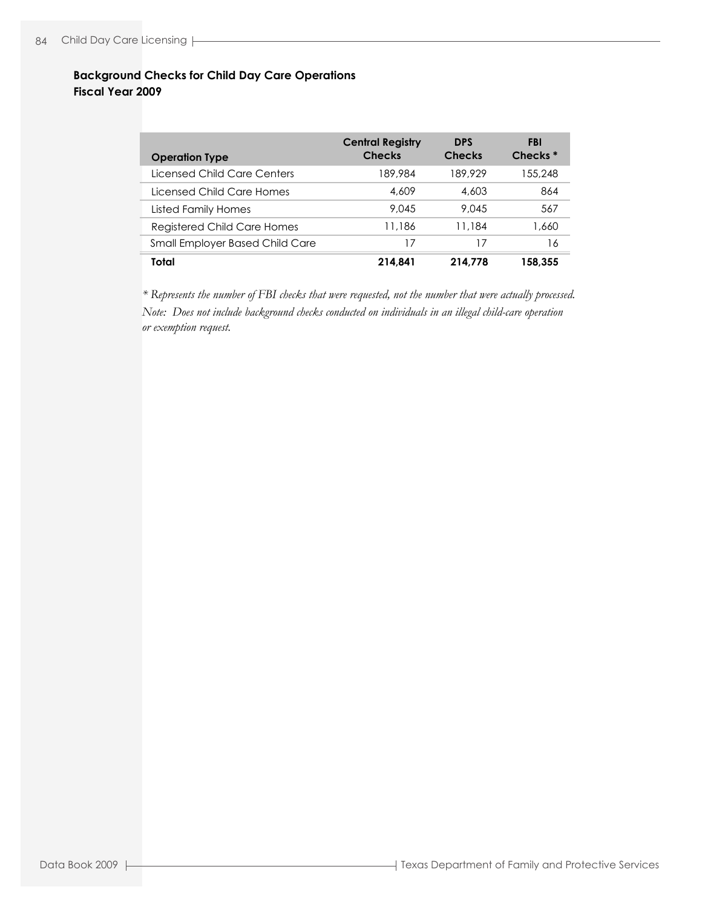**Background Checks for Child Day Care Operations**
**Fiscal Year 2009**

| Operation Type | Central Registry Checks | DPS Checks | FBI Checks * |
|---|---|---|---|
| Licensed Child Care Centers | 189,984 | 189,929 | 155,248 |
| Licensed Child Care Homes | 4,609 | 4,603 | 864 |
| Listed Family Homes | 9,045 | 9,045 | 567 |
| Registered Child Care Homes | 11,186 | 11,184 | 1,660 |
| Small Employer Based Child Care | 17 | 17 | 16 |
| **Total** | **214,841** | **214,778** | **158,355** |

*\* Represents the number of FBI checks that were requested, not the number that were actually processed.*

*Note: Does not include background checks conducted on individuals in an illegal child-care operation or exemption request.*